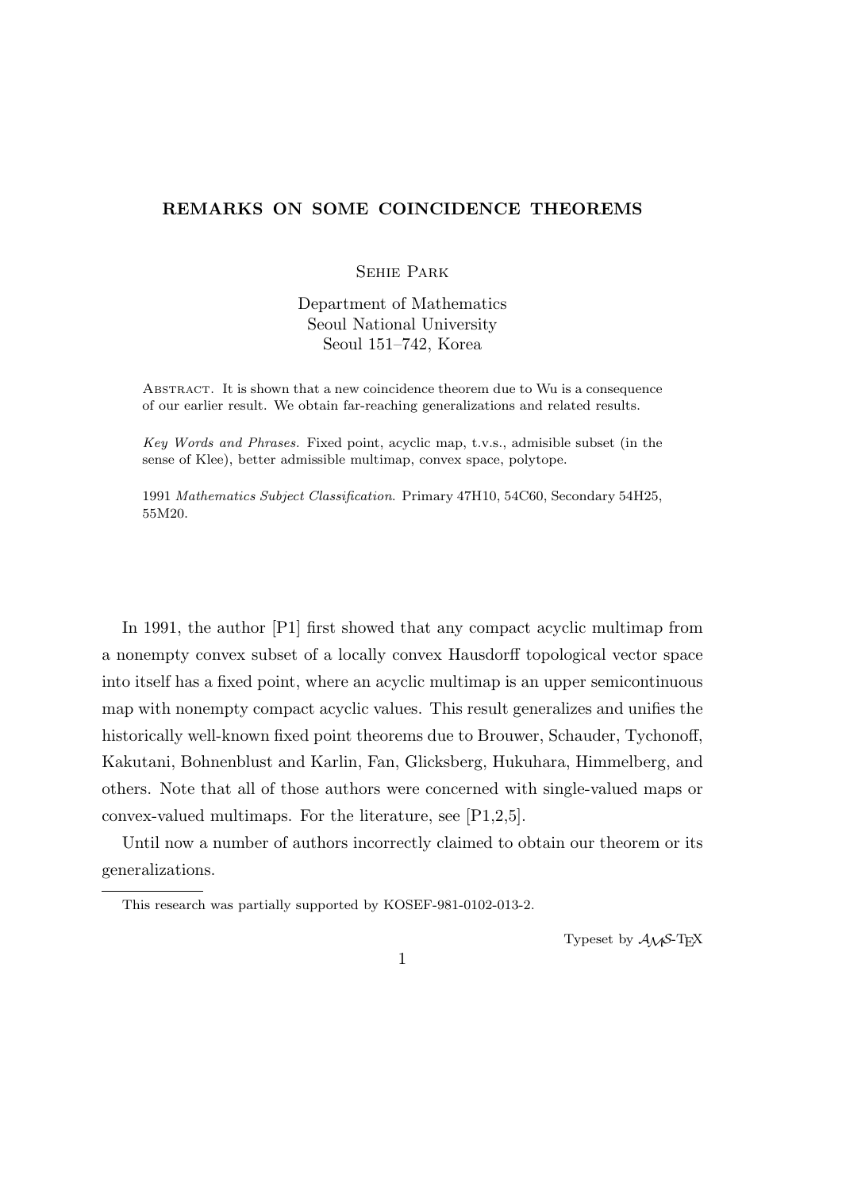# REMARKS ON SOME COINCIDENCE THEOREMS

Sehie Park

Department of Mathematics
Seoul National University
Seoul 151–742, Korea

Abstract. It is shown that a new coincidence theorem due to Wu is a consequence of our earlier result. We obtain far-reaching generalizations and related results.

*Key Words and Phrases.* Fixed point, acyclic map, t.v.s., admisible subset (in the sense of Klee), better admissible multimap, convex space, polytope.

1991 *Mathematics Subject Classification*. Primary 47H10, 54C60, Secondary 54H25, 55M20.

In 1991, the author [P1] first showed that any compact acyclic multimap from a nonempty convex subset of a locally convex Hausdorff topological vector space into itself has a fixed point, where an acyclic multimap is an upper semicontinuous map with nonempty compact acyclic values. This result generalizes and unifies the historically well-known fixed point theorems due to Brouwer, Schauder, Tychonoff, Kakutani, Bohnenblust and Karlin, Fan, Glicksberg, Hukuhara, Himmelberg, and others. Note that all of those authors were concerned with single-valued maps or convex-valued multimaps. For the literature, see [P1,2,5].

Until now a number of authors incorrectly claimed to obtain our theorem or its generalizations.

This research was partially supported by KOSEF-981-0102-013-2.

Typeset by $\mathcal{A}\mathcal{M}\mathcal{S}$-TEX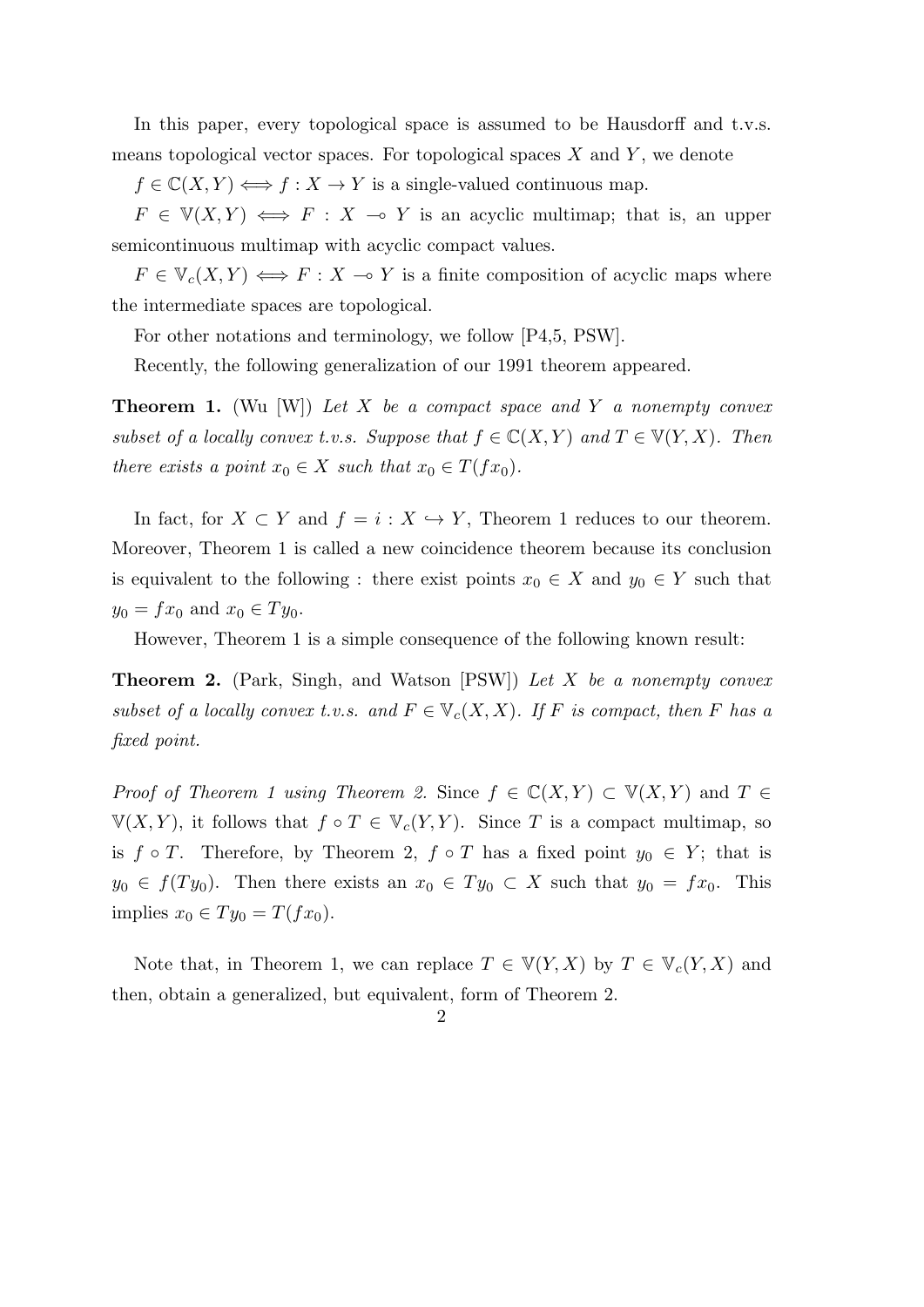In this paper, every topological space is assumed to be Hausdorff and t.v.s. means topological vector spaces. For topological spaces $X$ and $Y$, we denote

$f \in \mathbb{C}(X,Y) \iff f : X \to Y$ is a single-valued continuous map.

$F \in \mathbb{V}(X,Y) \iff F : X \multimap Y$ is an acyclic multimap; that is, an upper semicontinuous multimap with acyclic compact values.

$F \in \mathbb{V}_c(X,Y) \iff F : X \multimap Y$ is a finite composition of acyclic maps where the intermediate spaces are topological.

For other notations and terminology, we follow [P4,5, PSW].

Recently, the following generalization of our 1991 theorem appeared.

**Theorem 1.** (Wu [W]) *Let $X$ be a compact space and $Y$ a nonempty convex subset of a locally convex t.v.s. Suppose that $f \in \mathbb{C}(X,Y)$ and $T \in \mathbb{V}(Y,X)$. Then there exists a point $x_0 \in X$ such that $x_0 \in T(fx_0)$.*

In fact, for $X \subset Y$ and $f = i : X \hookrightarrow Y$, Theorem 1 reduces to our theorem. Moreover, Theorem 1 is called a new coincidence theorem because its conclusion is equivalent to the following : there exist points $x_0 \in X$ and $y_0 \in Y$ such that $y_0 = fx_0$ and $x_0 \in Ty_0$.

However, Theorem 1 is a simple consequence of the following known result:

**Theorem 2.** (Park, Singh, and Watson [PSW]) *Let $X$ be a nonempty convex subset of a locally convex t.v.s. and $F \in \mathbb{V}_c(X,X)$. If $F$ is compact, then $F$ has a fixed point.*

*Proof of Theorem 1 using Theorem 2.* Since $f \in \mathbb{C}(X,Y) \subset \mathbb{V}(X,Y)$ and $T \in \mathbb{V}(X,Y)$, it follows that $f \circ T \in \mathbb{V}_c(Y,Y)$. Since $T$ is a compact multimap, so is $f \circ T$. Therefore, by Theorem 2, $f \circ T$ has a fixed point $y_0 \in Y$; that is $y_0 \in f(Ty_0)$. Then there exists an $x_0 \in Ty_0 \subset X$ such that $y_0 = fx_0$. This implies $x_0 \in Ty_0 = T(fx_0)$.

Note that, in Theorem 1, we can replace $T \in \mathbb{V}(Y,X)$ by $T \in \mathbb{V}_c(Y,X)$ and then, obtain a generalized, but equivalent, form of Theorem 2.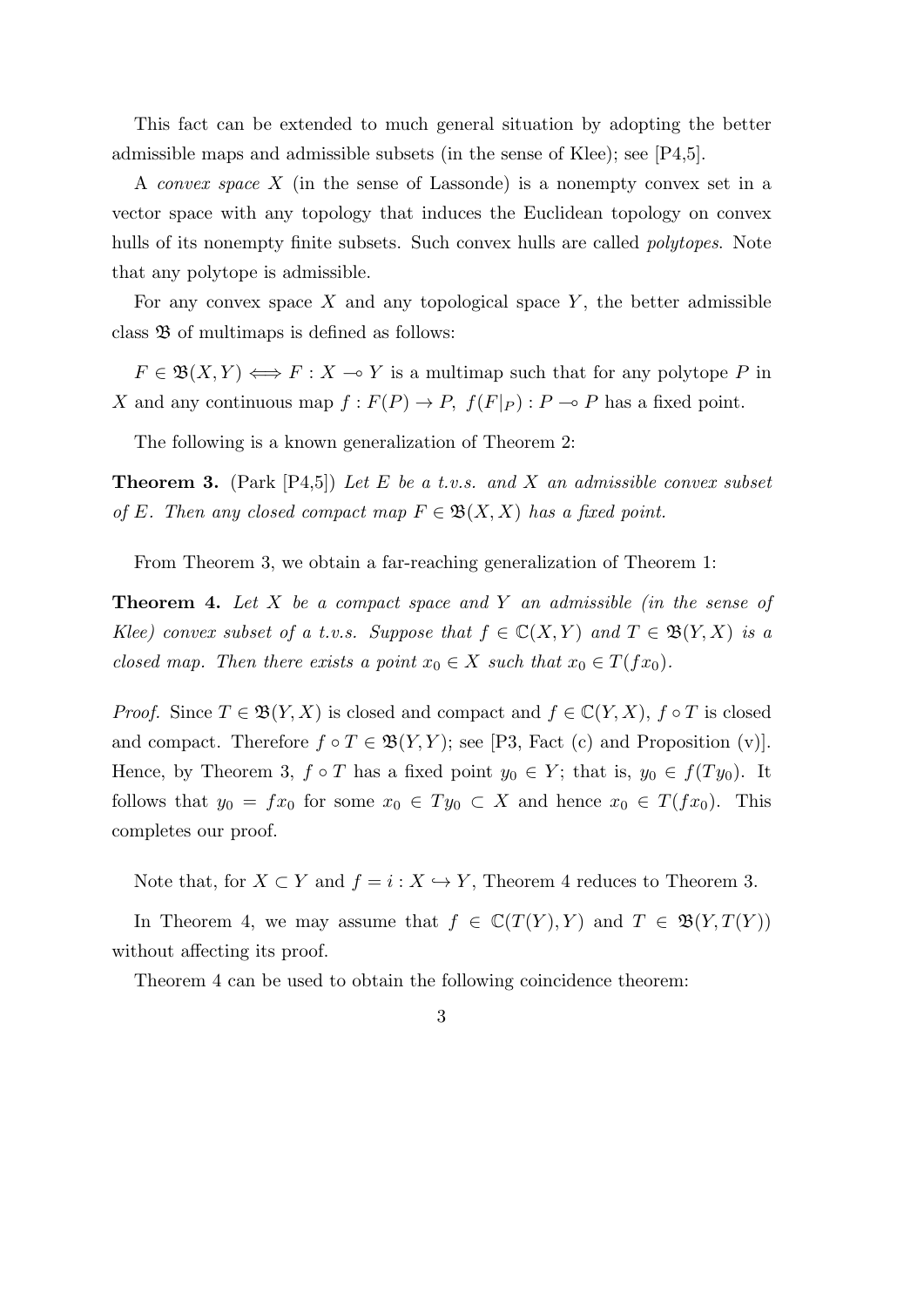This fact can be extended to much general situation by adopting the better admissible maps and admissible subsets (in the sense of Klee); see [P4,5].

A *convex space* $X$ (in the sense of Lassonde) is a nonempty convex set in a vector space with any topology that induces the Euclidean topology on convex hulls of its nonempty finite subsets. Such convex hulls are called *polytopes*. Note that any polytope is admissible.

For any convex space $X$ and any topological space $Y$, the better admissible class $\mathfrak{B}$ of multimaps is defined as follows:

$F \in \mathfrak{B}(X, Y) \iff F : X \multimap Y$ is a multimap such that for any polytope $P$ in $X$ and any continuous map $f : F(P) \to P$, $f(F|_P) : P \multimap P$ has a fixed point.

The following is a known generalization of Theorem 2:

**Theorem 3.** (Park [P4,5]) *Let $E$ be a t.v.s. and $X$ an admissible convex subset of $E$. Then any closed compact map $F \in \mathfrak{B}(X, X)$ has a fixed point.*

From Theorem 3, we obtain a far-reaching generalization of Theorem 1:

**Theorem 4.** *Let $X$ be a compact space and $Y$ an admissible (in the sense of Klee) convex subset of a t.v.s. Suppose that $f \in \mathbb{C}(X, Y)$ and $T \in \mathfrak{B}(Y, X)$ is a closed map. Then there exists a point $x_0 \in X$ such that $x_0 \in T(fx_0)$.*

*Proof.* Since $T \in \mathfrak{B}(Y, X)$ is closed and compact and $f \in \mathbb{C}(Y, X)$, $f \circ T$ is closed and compact. Therefore $f \circ T \in \mathfrak{B}(Y, Y)$; see [P3, Fact (c) and Proposition (v)]. Hence, by Theorem 3, $f \circ T$ has a fixed point $y_0 \in Y$; that is, $y_0 \in f(Ty_0)$. It follows that $y_0 = fx_0$ for some $x_0 \in Ty_0 \subset X$ and hence $x_0 \in T(fx_0)$. This completes our proof.

Note that, for $X \subset Y$ and $f = i : X \hookrightarrow Y$, Theorem 4 reduces to Theorem 3.

In Theorem 4, we may assume that $f \in \mathbb{C}(T(Y), Y)$ and $T \in \mathfrak{B}(Y, T(Y))$ without affecting its proof.

Theorem 4 can be used to obtain the following coincidence theorem: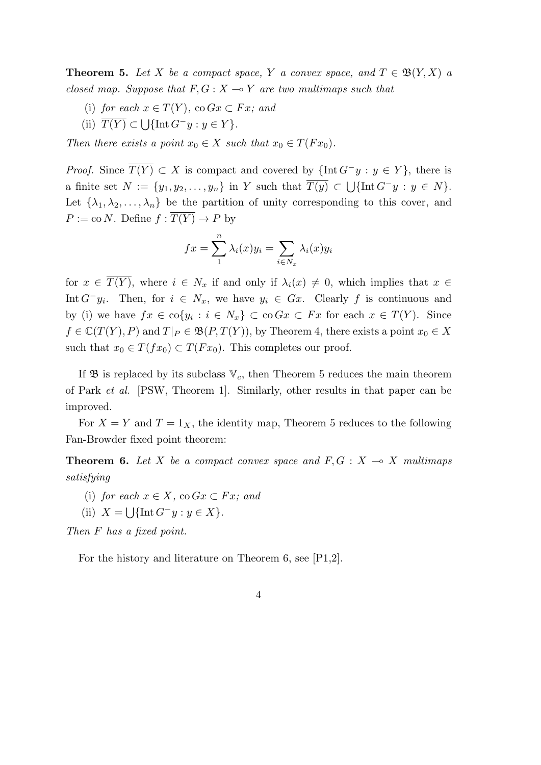**Theorem 5.** *Let $X$ be a compact space, $Y$ a convex space, and $T \in \mathfrak{B}(Y, X)$ a closed map. Suppose that $F, G : X \multimap Y$ are two multimaps such that*

(i) *for each $x \in T(Y)$, $\operatorname{co} Gx \subset Fx$; and*

(ii) *$\overline{T(Y)} \subset \bigcup\{\operatorname{Int} G^{-}y : y \in Y\}$.*

*Then there exists a point $x_0 \in X$ such that $x_0 \in T(Fx_0)$.*

*Proof.* Since $\overline{T(Y)} \subset X$ is compact and covered by $\{\operatorname{Int} G^{-}y : y \in Y\}$, there is a finite set $N := \{y_1, y_2, \ldots, y_n\}$ in $Y$ such that $\overline{T(y)} \subset \bigcup\{\operatorname{Int} G^{-}y : y \in N\}$. Let $\{\lambda_1, \lambda_2, \ldots, \lambda_n\}$ be the partition of unity corresponding to this cover, and $P := \operatorname{co} N$. Define $f : \overline{T(Y)} \to P$ by

$$fx = \sum_{1}^{n} \lambda_i(x) y_i = \sum_{i \in N_x} \lambda_i(x) y_i$$

for $x \in \overline{T(Y)}$, where $i \in N_x$ if and only if $\lambda_i(x) \neq 0$, which implies that $x \in \operatorname{Int} G^{-}y_i$. Then, for $i \in N_x$, we have $y_i \in Gx$. Clearly $f$ is continuous and by (i) we have $fx \in \operatorname{co}\{y_i : i \in N_x\} \subset \operatorname{co} Gx \subset Fx$ for each $x \in T(Y)$. Since $f \in \mathbb{C}(T(Y), P)$ and $T|_P \in \mathfrak{B}(P, T(Y))$, by Theorem 4, there exists a point $x_0 \in X$ such that $x_0 \in T(fx_0) \subset T(Fx_0)$. This completes our proof.

If $\mathfrak{B}$ is replaced by its subclass $\mathbb{V}_c$, then Theorem 5 reduces the main theorem of Park *et al.* [PSW, Theorem 1]. Similarly, other results in that paper can be improved.

For $X = Y$ and $T = 1_X$, the identity map, Theorem 5 reduces to the following Fan-Browder fixed point theorem:

**Theorem 6.** *Let $X$ be a compact convex space and $F, G : X \multimap X$ multimaps satisfying*

(i) *for each $x \in X$, $\operatorname{co} Gx \subset Fx$; and*

(ii) *$X = \bigcup\{\operatorname{Int} G^{-}y : y \in X\}$.*

*Then $F$ has a fixed point.*

For the history and literature on Theorem 6, see [P1,2].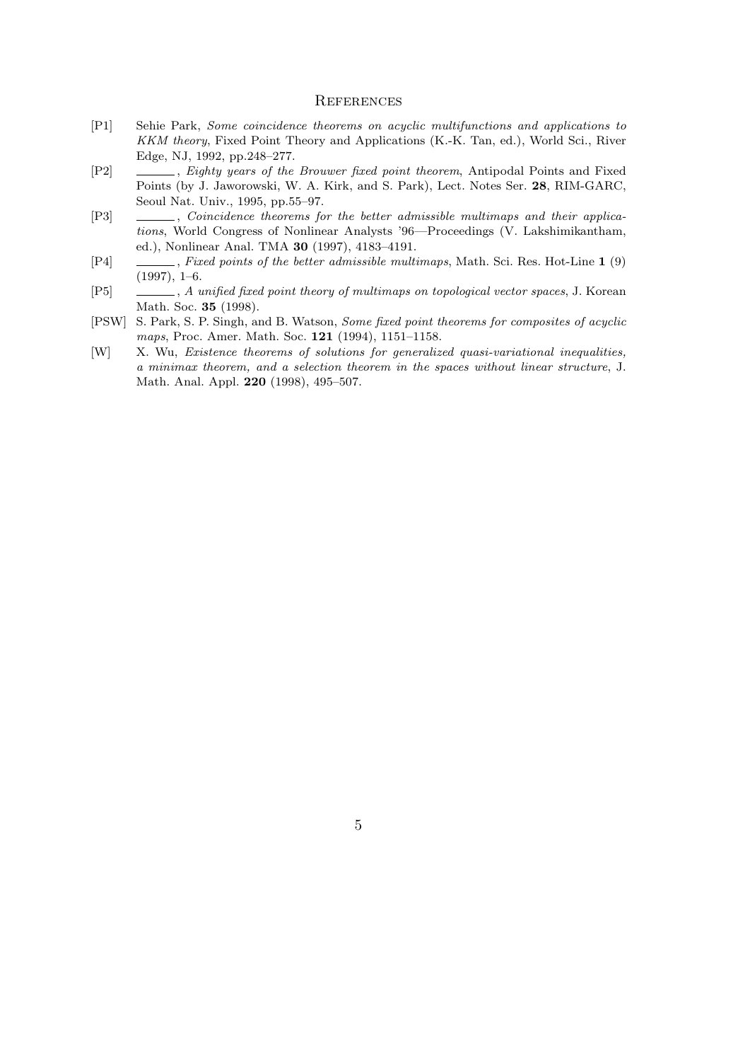## References

[P1] Sehie Park, *Some coincidence theorems on acyclic multifunctions and applications to KKM theory*, Fixed Point Theory and Applications (K.-K. Tan, ed.), World Sci., River Edge, NJ, 1992, pp.248–277.

[P2] ______, *Eighty years of the Brouwer fixed point theorem*, Antipodal Points and Fixed Points (by J. Jaworowski, W. A. Kirk, and S. Park), Lect. Notes Ser. **28**, RIM-GARC, Seoul Nat. Univ., 1995, pp.55–97.

[P3] ______, *Coincidence theorems for the better admissible multimaps and their applications*, World Congress of Nonlinear Analysts '96—Proceedings (V. Lakshimikantham, ed.), Nonlinear Anal. TMA **30** (1997), 4183–4191.

[P4] ______, *Fixed points of the better admissible multimaps*, Math. Sci. Res. Hot-Line **1** (9) (1997), 1–6.

[P5] ______, *A unified fixed point theory of multimaps on topological vector spaces*, J. Korean Math. Soc. **35** (1998).

[PSW] S. Park, S. P. Singh, and B. Watson, *Some fixed point theorems for composites of acyclic maps*, Proc. Amer. Math. Soc. **121** (1994), 1151–1158.

[W] X. Wu, *Existence theorems of solutions for generalized quasi-variational inequalities, a minimax theorem, and a selection theorem in the spaces without linear structure*, J. Math. Anal. Appl. **220** (1998), 495–507.